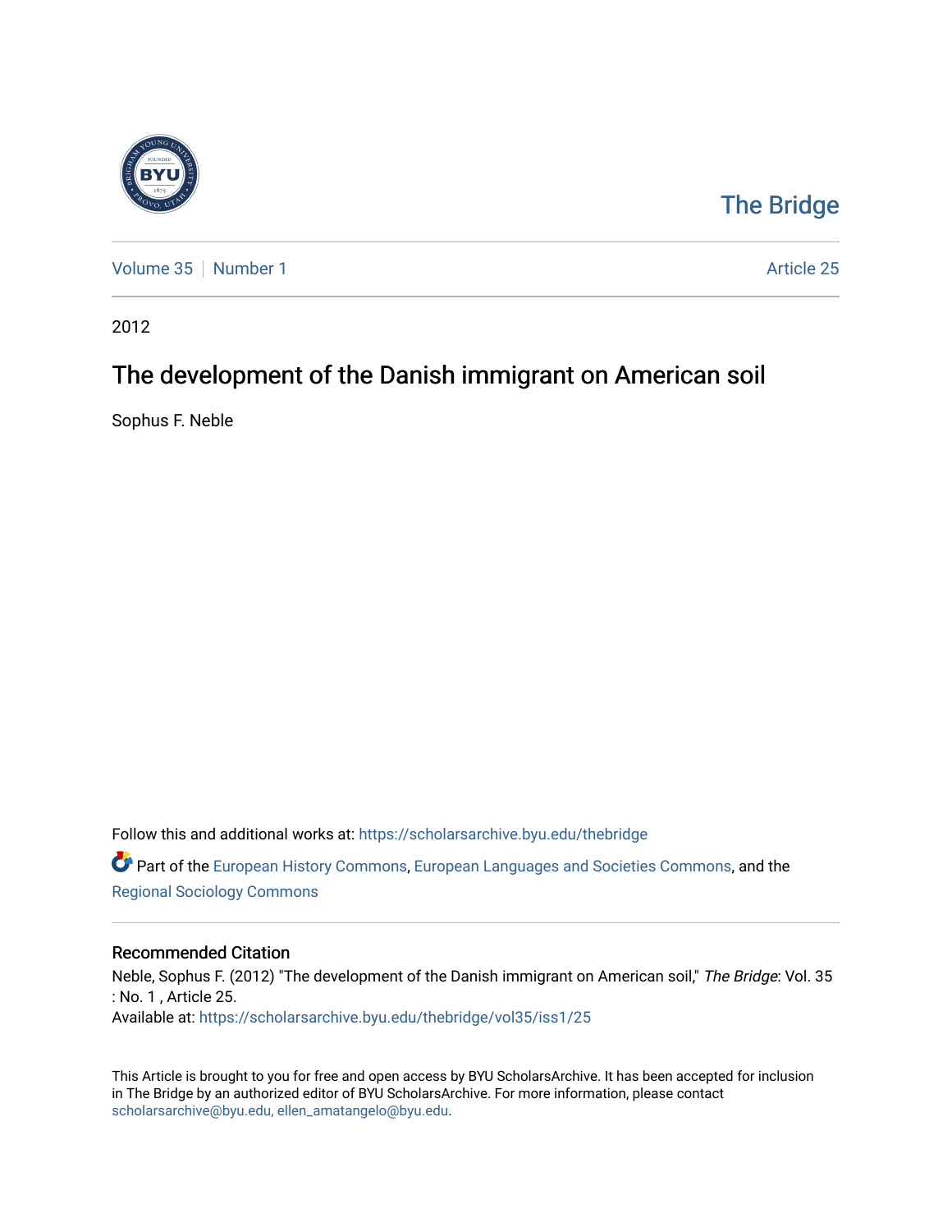The Bridge

Volume 35 | Number 1

Article 25

2012

# The development of the Danish immigrant on American soil

Sophus F. Neble

Follow this and additional works at: https://scholarsarchive.byu.edu/thebridge

Part of the European History Commons, European Languages and Societies Commons, and the Regional Sociology Commons

## Recommended Citation

Neble, Sophus F. (2012) "The development of the Danish immigrant on American soil," *The Bridge*: Vol. 35 : No. 1 , Article 25.
Available at: https://scholarsarchive.byu.edu/thebridge/vol35/iss1/25

This Article is brought to you for free and open access by BYU ScholarsArchive. It has been accepted for inclusion in The Bridge by an authorized editor of BYU ScholarsArchive. For more information, please contact scholarsarchive@byu.edu, ellen_amatangelo@byu.edu.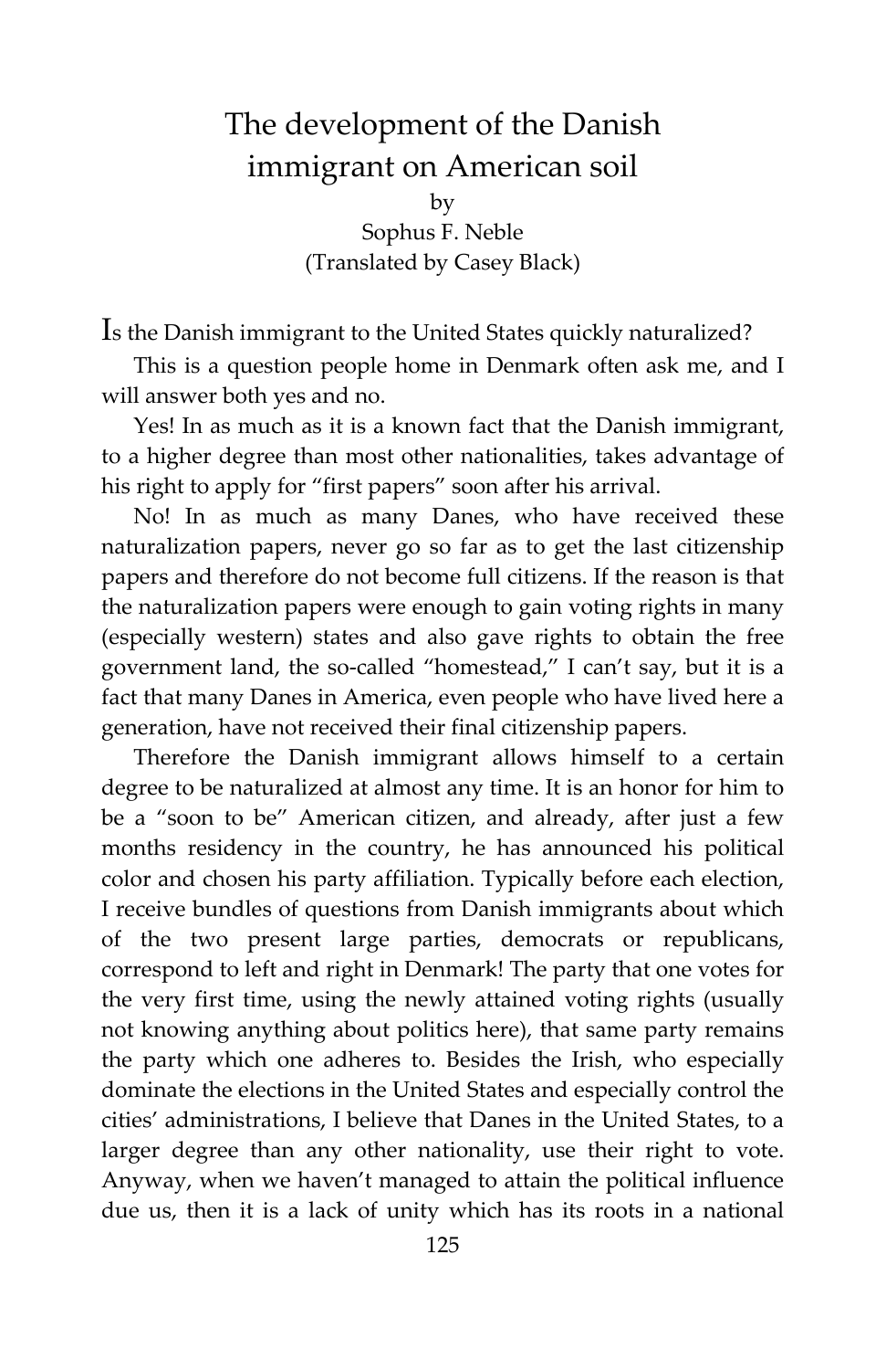# The development of the Danish immigrant on American soil

by

Sophus F. Neble

(Translated by Casey Black)

Is the Danish immigrant to the United States quickly naturalized?

This is a question people home in Denmark often ask me, and I will answer both yes and no.

Yes! In as much as it is a known fact that the Danish immigrant, to a higher degree than most other nationalities, takes advantage of his right to apply for "first papers" soon after his arrival.

No! In as much as many Danes, who have received these naturalization papers, never go so far as to get the last citizenship papers and therefore do not become full citizens. If the reason is that the naturalization papers were enough to gain voting rights in many (especially western) states and also gave rights to obtain the free government land, the so-called "homestead," I can't say, but it is a fact that many Danes in America, even people who have lived here a generation, have not received their final citizenship papers.

Therefore the Danish immigrant allows himself to a certain degree to be naturalized at almost any time. It is an honor for him to be a "soon to be" American citizen, and already, after just a few months residency in the country, he has announced his political color and chosen his party affiliation. Typically before each election, I receive bundles of questions from Danish immigrants about which of the two present large parties, democrats or republicans, correspond to left and right in Denmark! The party that one votes for the very first time, using the newly attained voting rights (usually not knowing anything about politics here), that same party remains the party which one adheres to. Besides the Irish, who especially dominate the elections in the United States and especially control the cities' administrations, I believe that Danes in the United States, to a larger degree than any other nationality, use their right to vote. Anyway, when we haven't managed to attain the political influence due us, then it is a lack of unity which has its roots in a national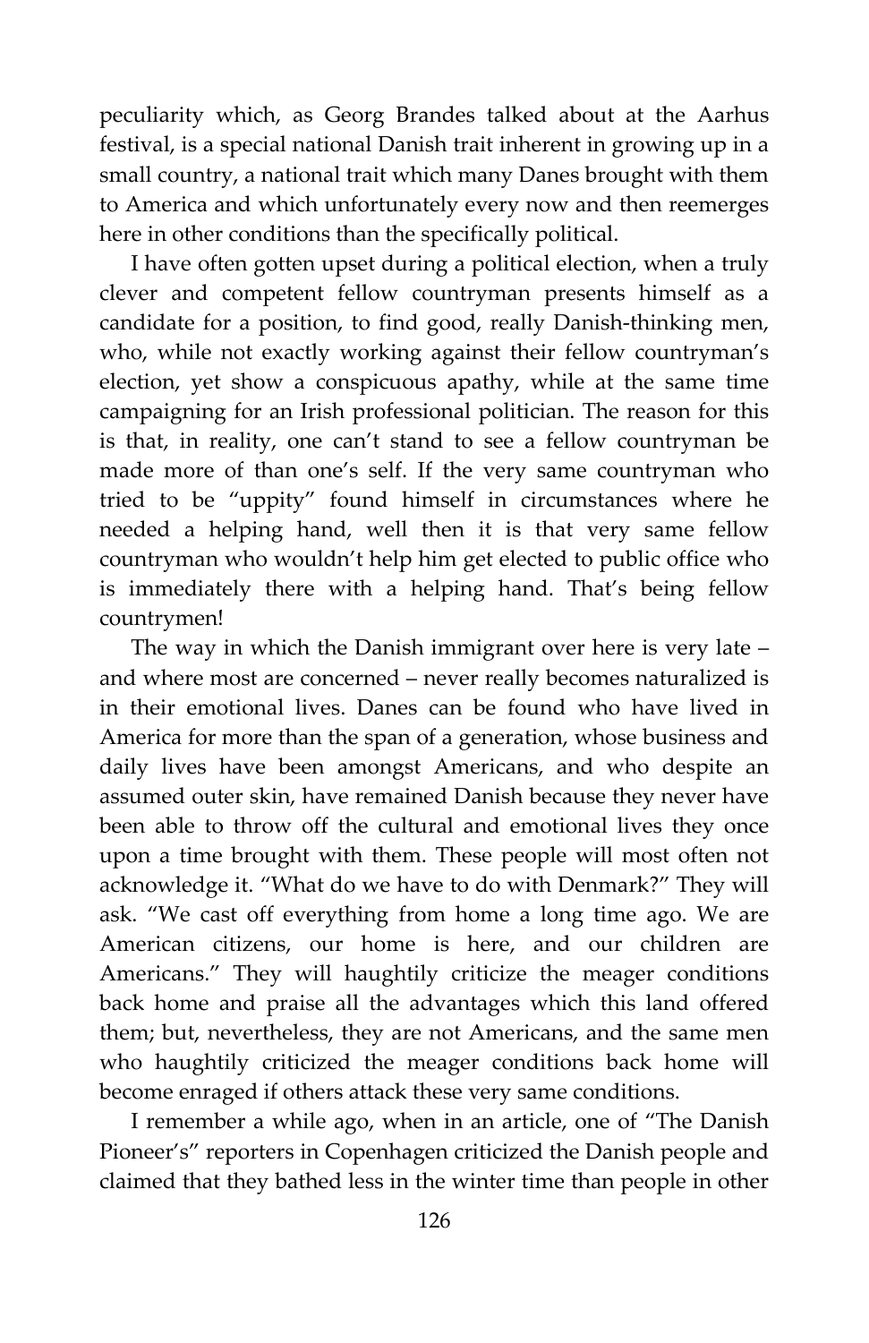peculiarity which, as Georg Brandes talked about at the Aarhus festival, is a special national Danish trait inherent in growing up in a small country, a national trait which many Danes brought with them to America and which unfortunately every now and then reemerges here in other conditions than the specifically political.

I have often gotten upset during a political election, when a truly clever and competent fellow countryman presents himself as a candidate for a position, to find good, really Danish-thinking men, who, while not exactly working against their fellow countryman's election, yet show a conspicuous apathy, while at the same time campaigning for an Irish professional politician. The reason for this is that, in reality, one can't stand to see a fellow countryman be made more of than one's self. If the very same countryman who tried to be "uppity" found himself in circumstances where he needed a helping hand, well then it is that very same fellow countryman who wouldn't help him get elected to public office who is immediately there with a helping hand. That's being fellow countrymen!

The way in which the Danish immigrant over here is very late – and where most are concerned – never really becomes naturalized is in their emotional lives. Danes can be found who have lived in America for more than the span of a generation, whose business and daily lives have been amongst Americans, and who despite an assumed outer skin, have remained Danish because they never have been able to throw off the cultural and emotional lives they once upon a time brought with them. These people will most often not acknowledge it. "What do we have to do with Denmark?" They will ask. "We cast off everything from home a long time ago. We are American citizens, our home is here, and our children are Americans." They will haughtily criticize the meager conditions back home and praise all the advantages which this land offered them; but, nevertheless, they are not Americans, and the same men who haughtily criticized the meager conditions back home will become enraged if others attack these very same conditions.

I remember a while ago, when in an article, one of "The Danish Pioneer's" reporters in Copenhagen criticized the Danish people and claimed that they bathed less in the winter time than people in other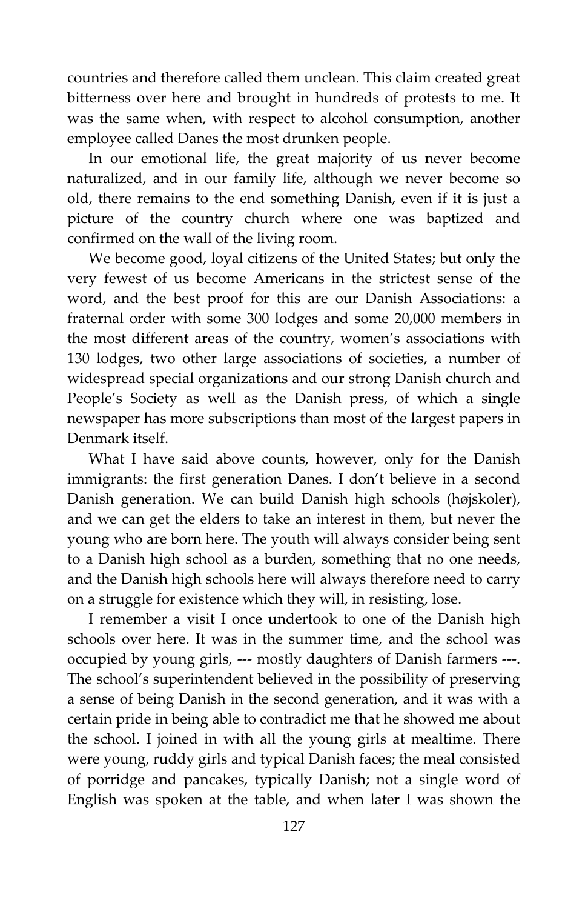countries and therefore called them unclean. This claim created great bitterness over here and brought in hundreds of protests to me. It was the same when, with respect to alcohol consumption, another employee called Danes the most drunken people.

In our emotional life, the great majority of us never become naturalized, and in our family life, although we never become so old, there remains to the end something Danish, even if it is just a picture of the country church where one was baptized and confirmed on the wall of the living room.

We become good, loyal citizens of the United States; but only the very fewest of us become Americans in the strictest sense of the word, and the best proof for this are our Danish Associations: a fraternal order with some 300 lodges and some 20,000 members in the most different areas of the country, women's associations with 130 lodges, two other large associations of societies, a number of widespread special organizations and our strong Danish church and People's Society as well as the Danish press, of which a single newspaper has more subscriptions than most of the largest papers in Denmark itself.

What I have said above counts, however, only for the Danish immigrants: the first generation Danes. I don't believe in a second Danish generation. We can build Danish high schools (højskoler), and we can get the elders to take an interest in them, but never the young who are born here. The youth will always consider being sent to a Danish high school as a burden, something that no one needs, and the Danish high schools here will always therefore need to carry on a struggle for existence which they will, in resisting, lose.

I remember a visit I once undertook to one of the Danish high schools over here. It was in the summer time, and the school was occupied by young girls, --- mostly daughters of Danish farmers ---. The school's superintendent believed in the possibility of preserving a sense of being Danish in the second generation, and it was with a certain pride in being able to contradict me that he showed me about the school. I joined in with all the young girls at mealtime. There were young, ruddy girls and typical Danish faces; the meal consisted of porridge and pancakes, typically Danish; not a single word of English was spoken at the table, and when later I was shown the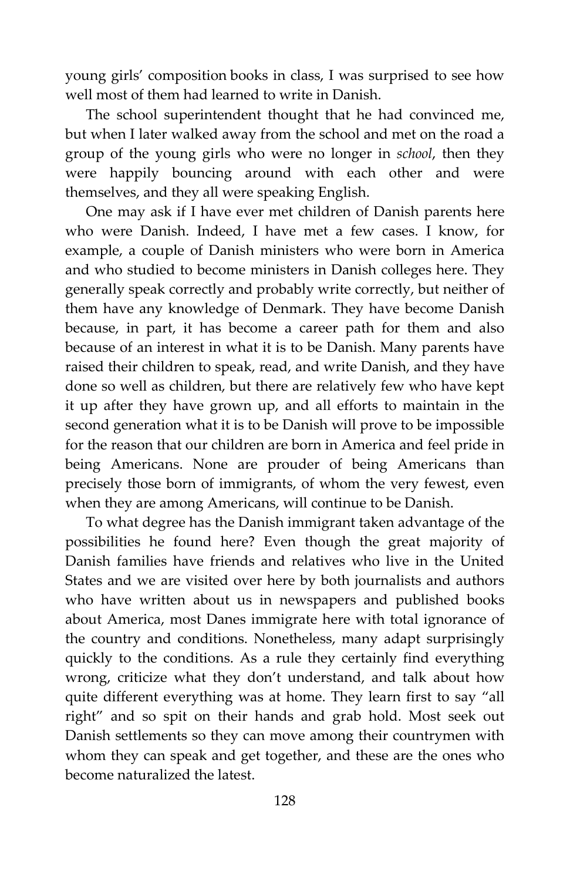young girls' composition books in class, I was surprised to see how well most of them had learned to write in Danish.

The school superintendent thought that he had convinced me, but when I later walked away from the school and met on the road a group of the young girls who were no longer in *school*, then they were happily bouncing around with each other and were themselves, and they all were speaking English.

One may ask if I have ever met children of Danish parents here who were Danish. Indeed, I have met a few cases. I know, for example, a couple of Danish ministers who were born in America and who studied to become ministers in Danish colleges here. They generally speak correctly and probably write correctly, but neither of them have any knowledge of Denmark. They have become Danish because, in part, it has become a career path for them and also because of an interest in what it is to be Danish. Many parents have raised their children to speak, read, and write Danish, and they have done so well as children, but there are relatively few who have kept it up after they have grown up, and all efforts to maintain in the second generation what it is to be Danish will prove to be impossible for the reason that our children are born in America and feel pride in being Americans. None are prouder of being Americans than precisely those born of immigrants, of whom the very fewest, even when they are among Americans, will continue to be Danish.

To what degree has the Danish immigrant taken advantage of the possibilities he found here? Even though the great majority of Danish families have friends and relatives who live in the United States and we are visited over here by both journalists and authors who have written about us in newspapers and published books about America, most Danes immigrate here with total ignorance of the country and conditions. Nonetheless, many adapt surprisingly quickly to the conditions. As a rule they certainly find everything wrong, criticize what they don't understand, and talk about how quite different everything was at home. They learn first to say "all right" and so spit on their hands and grab hold. Most seek out Danish settlements so they can move among their countrymen with whom they can speak and get together, and these are the ones who become naturalized the latest.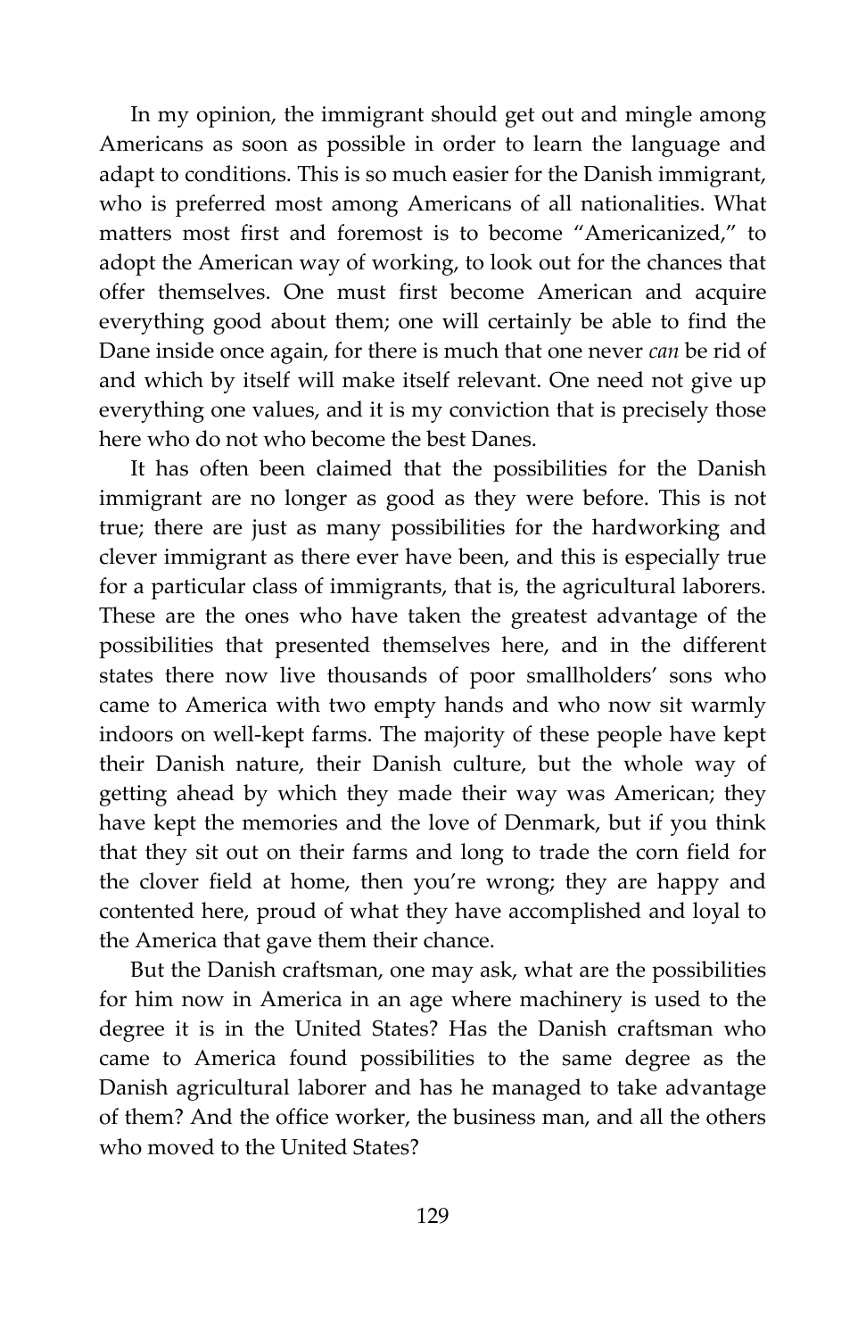In my opinion, the immigrant should get out and mingle among Americans as soon as possible in order to learn the language and adapt to conditions. This is so much easier for the Danish immigrant, who is preferred most among Americans of all nationalities. What matters most first and foremost is to become "Americanized," to adopt the American way of working, to look out for the chances that offer themselves. One must first become American and acquire everything good about them; one will certainly be able to find the Dane inside once again, for there is much that one never *can* be rid of and which by itself will make itself relevant. One need not give up everything one values, and it is my conviction that is precisely those here who do not who become the best Danes.

It has often been claimed that the possibilities for the Danish immigrant are no longer as good as they were before. This is not true; there are just as many possibilities for the hardworking and clever immigrant as there ever have been, and this is especially true for a particular class of immigrants, that is, the agricultural laborers. These are the ones who have taken the greatest advantage of the possibilities that presented themselves here, and in the different states there now live thousands of poor smallholders' sons who came to America with two empty hands and who now sit warmly indoors on well-kept farms. The majority of these people have kept their Danish nature, their Danish culture, but the whole way of getting ahead by which they made their way was American; they have kept the memories and the love of Denmark, but if you think that they sit out on their farms and long to trade the corn field for the clover field at home, then you're wrong; they are happy and contented here, proud of what they have accomplished and loyal to the America that gave them their chance.

But the Danish craftsman, one may ask, what are the possibilities for him now in America in an age where machinery is used to the degree it is in the United States? Has the Danish craftsman who came to America found possibilities to the same degree as the Danish agricultural laborer and has he managed to take advantage of them? And the office worker, the business man, and all the others who moved to the United States?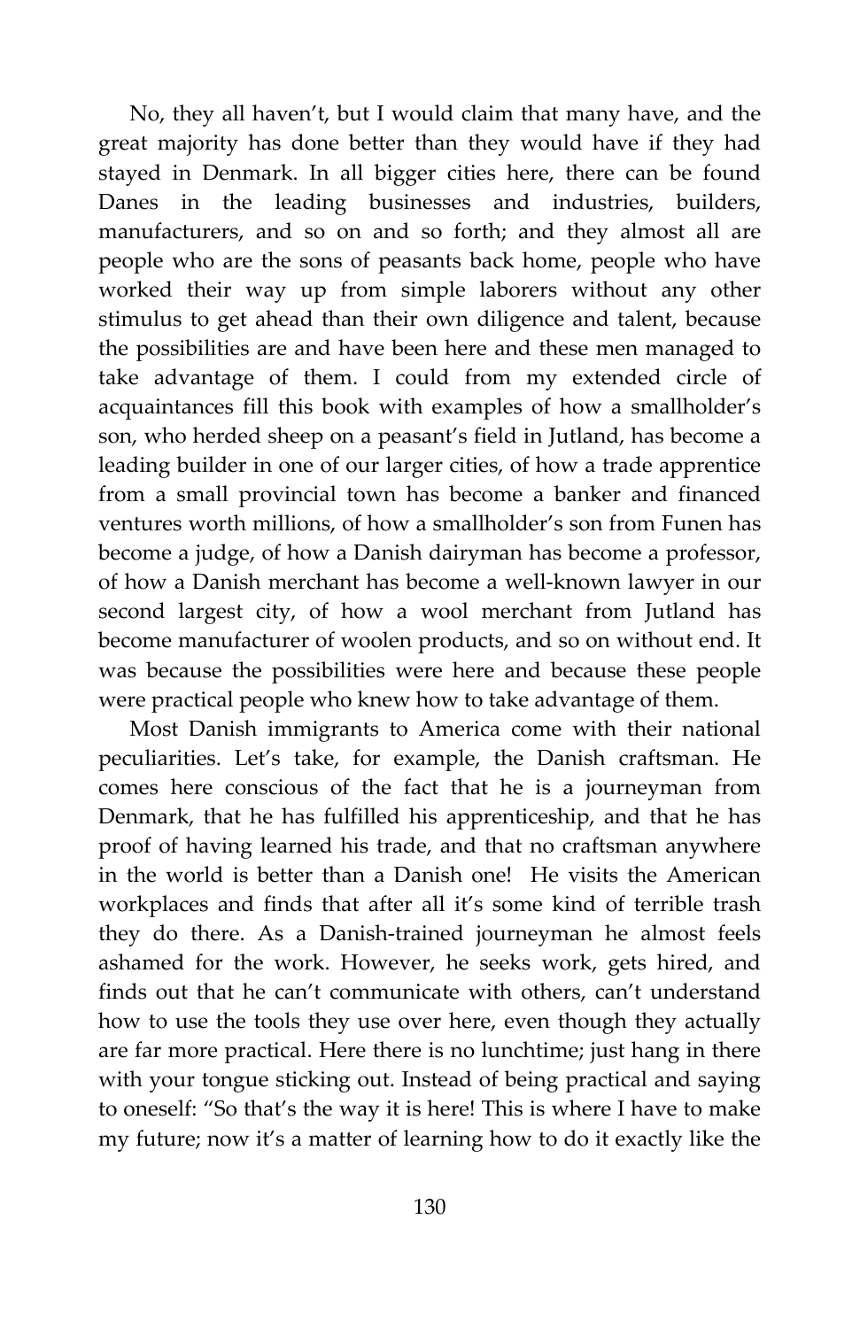No, they all haven't, but I would claim that many have, and the great majority has done better than they would have if they had stayed in Denmark. In all bigger cities here, there can be found Danes in the leading businesses and industries, builders, manufacturers, and so on and so forth; and they almost all are people who are the sons of peasants back home, people who have worked their way up from simple laborers without any other stimulus to get ahead than their own diligence and talent, because the possibilities are and have been here and these men managed to take advantage of them. I could from my extended circle of acquaintances fill this book with examples of how a smallholder's son, who herded sheep on a peasant's field in Jutland, has become a leading builder in one of our larger cities, of how a trade apprentice from a small provincial town has become a banker and financed ventures worth millions, of how a smallholder's son from Funen has become a judge, of how a Danish dairyman has become a professor, of how a Danish merchant has become a well-known lawyer in our second largest city, of how a wool merchant from Jutland has become manufacturer of woolen products, and so on without end. It was because the possibilities were here and because these people were practical people who knew how to take advantage of them.

Most Danish immigrants to America come with their national peculiarities. Let's take, for example, the Danish craftsman. He comes here conscious of the fact that he is a journeyman from Denmark, that he has fulfilled his apprenticeship, and that he has proof of having learned his trade, and that no craftsman anywhere in the world is better than a Danish one! He visits the American workplaces and finds that after all it's some kind of terrible trash they do there. As a Danish-trained journeyman he almost feels ashamed for the work. However, he seeks work, gets hired, and finds out that he can't communicate with others, can't understand how to use the tools they use over here, even though they actually are far more practical. Here there is no lunchtime; just hang in there with your tongue sticking out. Instead of being practical and saying to oneself: "So that's the way it is here! This is where I have to make my future; now it's a matter of learning how to do it exactly like the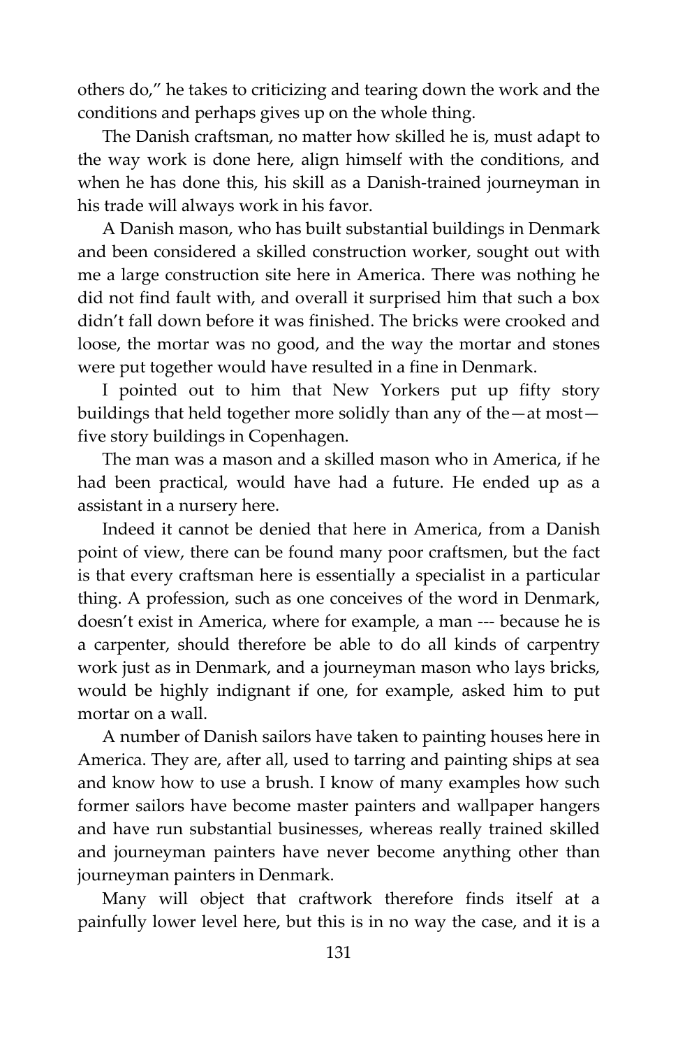others do," he takes to criticizing and tearing down the work and the conditions and perhaps gives up on the whole thing.

The Danish craftsman, no matter how skilled he is, must adapt to the way work is done here, align himself with the conditions, and when he has done this, his skill as a Danish-trained journeyman in his trade will always work in his favor.

A Danish mason, who has built substantial buildings in Denmark and been considered a skilled construction worker, sought out with me a large construction site here in America. There was nothing he did not find fault with, and overall it surprised him that such a box didn't fall down before it was finished. The bricks were crooked and loose, the mortar was no good, and the way the mortar and stones were put together would have resulted in a fine in Denmark.

I pointed out to him that New Yorkers put up fifty story buildings that held together more solidly than any of the—at most—five story buildings in Copenhagen.

The man was a mason and a skilled mason who in America, if he had been practical, would have had a future. He ended up as a assistant in a nursery here.

Indeed it cannot be denied that here in America, from a Danish point of view, there can be found many poor craftsmen, but the fact is that every craftsman here is essentially a specialist in a particular thing. A profession, such as one conceives of the word in Denmark, doesn't exist in America, where for example, a man --- because he is a carpenter, should therefore be able to do all kinds of carpentry work just as in Denmark, and a journeyman mason who lays bricks, would be highly indignant if one, for example, asked him to put mortar on a wall.

A number of Danish sailors have taken to painting houses here in America. They are, after all, used to tarring and painting ships at sea and know how to use a brush. I know of many examples how such former sailors have become master painters and wallpaper hangers and have run substantial businesses, whereas really trained skilled and journeyman painters have never become anything other than journeyman painters in Denmark.

Many will object that craftwork therefore finds itself at a painfully lower level here, but this is in no way the case, and it is a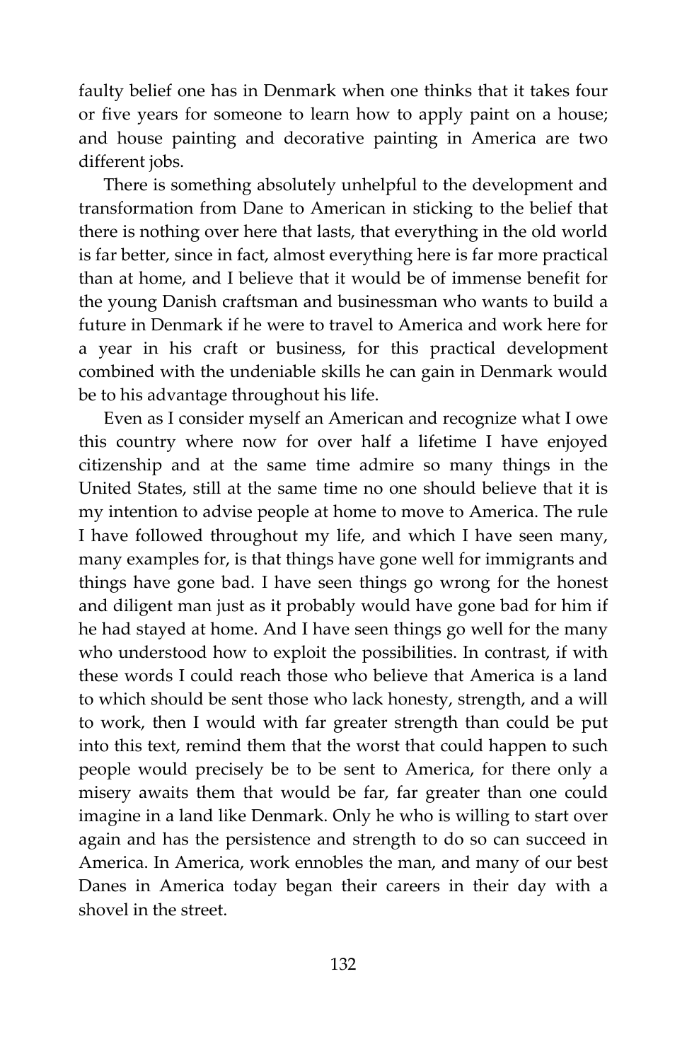faulty belief one has in Denmark when one thinks that it takes four or five years for someone to learn how to apply paint on a house; and house painting and decorative painting in America are two different jobs.

There is something absolutely unhelpful to the development and transformation from Dane to American in sticking to the belief that there is nothing over here that lasts, that everything in the old world is far better, since in fact, almost everything here is far more practical than at home, and I believe that it would be of immense benefit for the young Danish craftsman and businessman who wants to build a future in Denmark if he were to travel to America and work here for a year in his craft or business, for this practical development combined with the undeniable skills he can gain in Denmark would be to his advantage throughout his life.

Even as I consider myself an American and recognize what I owe this country where now for over half a lifetime I have enjoyed citizenship and at the same time admire so many things in the United States, still at the same time no one should believe that it is my intention to advise people at home to move to America. The rule I have followed throughout my life, and which I have seen many, many examples for, is that things have gone well for immigrants and things have gone bad. I have seen things go wrong for the honest and diligent man just as it probably would have gone bad for him if he had stayed at home. And I have seen things go well for the many who understood how to exploit the possibilities. In contrast, if with these words I could reach those who believe that America is a land to which should be sent those who lack honesty, strength, and a will to work, then I would with far greater strength than could be put into this text, remind them that the worst that could happen to such people would precisely be to be sent to America, for there only a misery awaits them that would be far, far greater than one could imagine in a land like Denmark. Only he who is willing to start over again and has the persistence and strength to do so can succeed in America. In America, work ennobles the man, and many of our best Danes in America today began their careers in their day with a shovel in the street.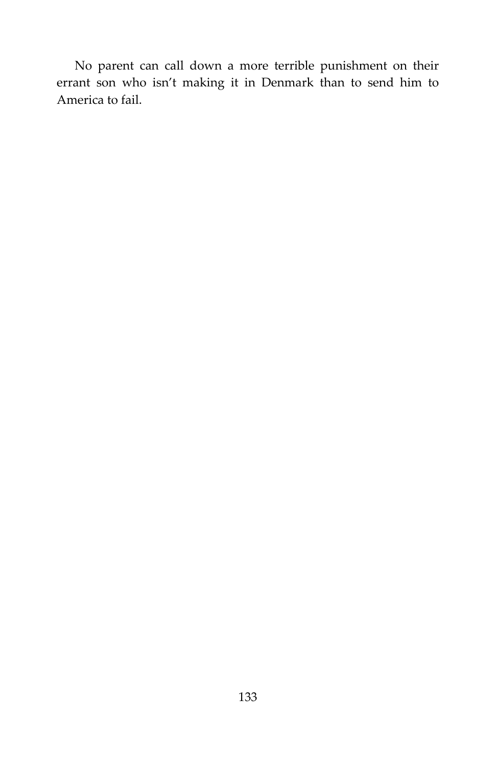No parent can call down a more terrible punishment on their errant son who isn’t making it in Denmark than to send him to America to fail.